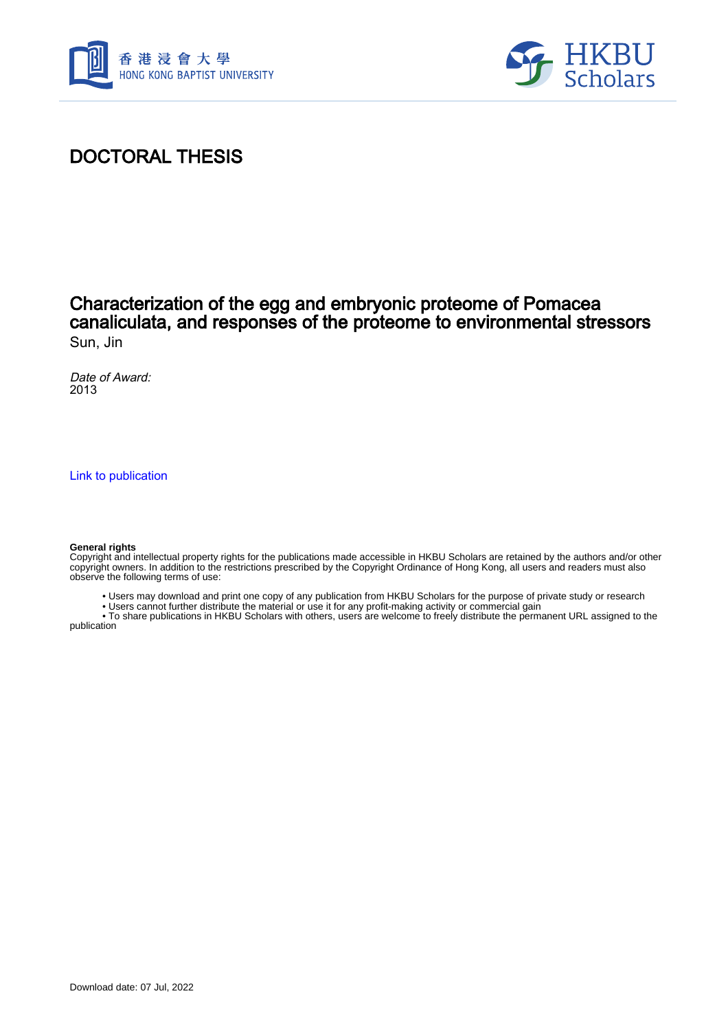# DOCTORAL THESIS

## Characterization of the egg and embryonic proteome of Pomacea canaliculata, and responses of the proteome to environmental stressors

Sun, Jin

*Date of Award:*
2013

Link to publication

**General rights**
Copyright and intellectual property rights for the publications made accessible in HKBU Scholars are retained by the authors and/or other copyright owners. In addition to the restrictions prescribed by the Copyright Ordinance of Hong Kong, all users and readers must also observe the following terms of use:

- Users may download and print one copy of any publication from HKBU Scholars for the purpose of private study or research
- Users cannot further distribute the material or use it for any profit-making activity or commercial gain
- To share publications in HKBU Scholars with others, users are welcome to freely distribute the permanent URL assigned to the publication

Download date: 07 Jul, 2022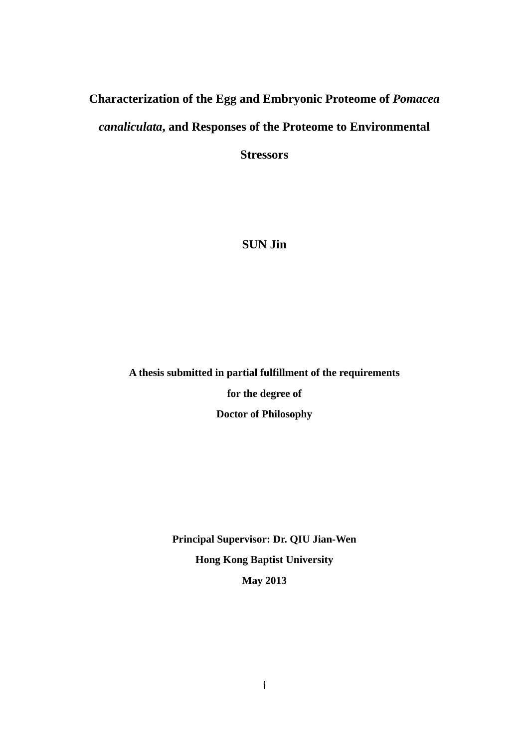# Characterization of the Egg and Embryonic Proteome of *Pomacea canaliculata*, and Responses of the Proteome to Environmental Stressors

**SUN Jin**

**A thesis submitted in partial fulfillment of the requirements**

**for the degree of**

**Doctor of Philosophy**

**Principal Supervisor: Dr. QIU Jian-Wen**

**Hong Kong Baptist University**

**May 2013**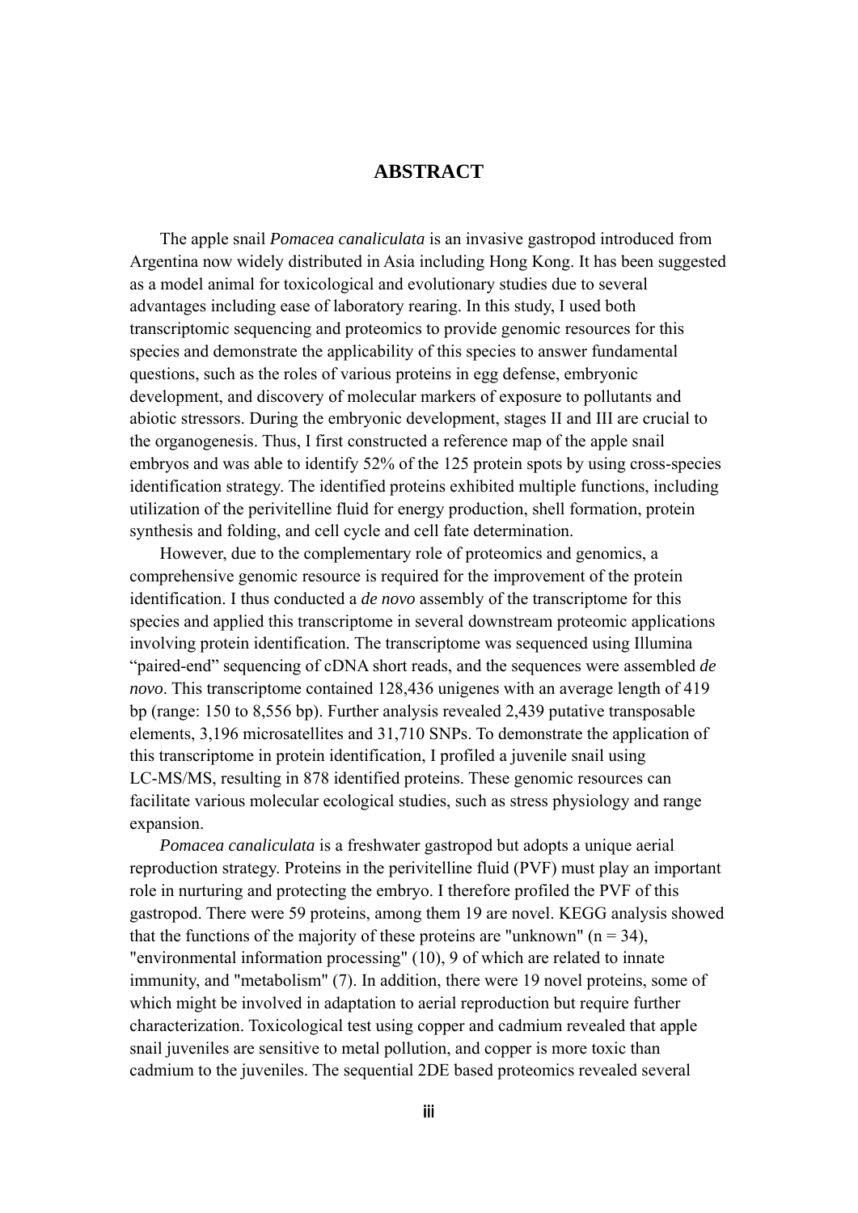# ABSTRACT

The apple snail *Pomacea canaliculata* is an invasive gastropod introduced from Argentina now widely distributed in Asia including Hong Kong. It has been suggested as a model animal for toxicological and evolutionary studies due to several advantages including ease of laboratory rearing. In this study, I used both transcriptomic sequencing and proteomics to provide genomic resources for this species and demonstrate the applicability of this species to answer fundamental questions, such as the roles of various proteins in egg defense, embryonic development, and discovery of molecular markers of exposure to pollutants and abiotic stressors. During the embryonic development, stages II and III are crucial to the organogenesis. Thus, I first constructed a reference map of the apple snail embryos and was able to identify 52% of the 125 protein spots by using cross-species identification strategy. The identified proteins exhibited multiple functions, including utilization of the perivitelline fluid for energy production, shell formation, protein synthesis and folding, and cell cycle and cell fate determination.

However, due to the complementary role of proteomics and genomics, a comprehensive genomic resource is required for the improvement of the protein identification. I thus conducted a *de novo* assembly of the transcriptome for this species and applied this transcriptome in several downstream proteomic applications involving protein identification. The transcriptome was sequenced using Illumina "paired-end" sequencing of cDNA short reads, and the sequences were assembled *de novo*. This transcriptome contained 128,436 unigenes with an average length of 419 bp (range: 150 to 8,556 bp). Further analysis revealed 2,439 putative transposable elements, 3,196 microsatellites and 31,710 SNPs. To demonstrate the application of this transcriptome in protein identification, I profiled a juvenile snail using LC-MS/MS, resulting in 878 identified proteins. These genomic resources can facilitate various molecular ecological studies, such as stress physiology and range expansion.

*Pomacea canaliculata* is a freshwater gastropod but adopts a unique aerial reproduction strategy. Proteins in the perivitelline fluid (PVF) must play an important role in nurturing and protecting the embryo. I therefore profiled the PVF of this gastropod. There were 59 proteins, among them 19 are novel. KEGG analysis showed that the functions of the majority of these proteins are "unknown" (n = 34), "environmental information processing" (10), 9 of which are related to innate immunity, and "metabolism" (7). In addition, there were 19 novel proteins, some of which might be involved in adaptation to aerial reproduction but require further characterization. Toxicological test using copper and cadmium revealed that apple snail juveniles are sensitive to metal pollution, and copper is more toxic than cadmium to the juveniles. The sequential 2DE based proteomics revealed several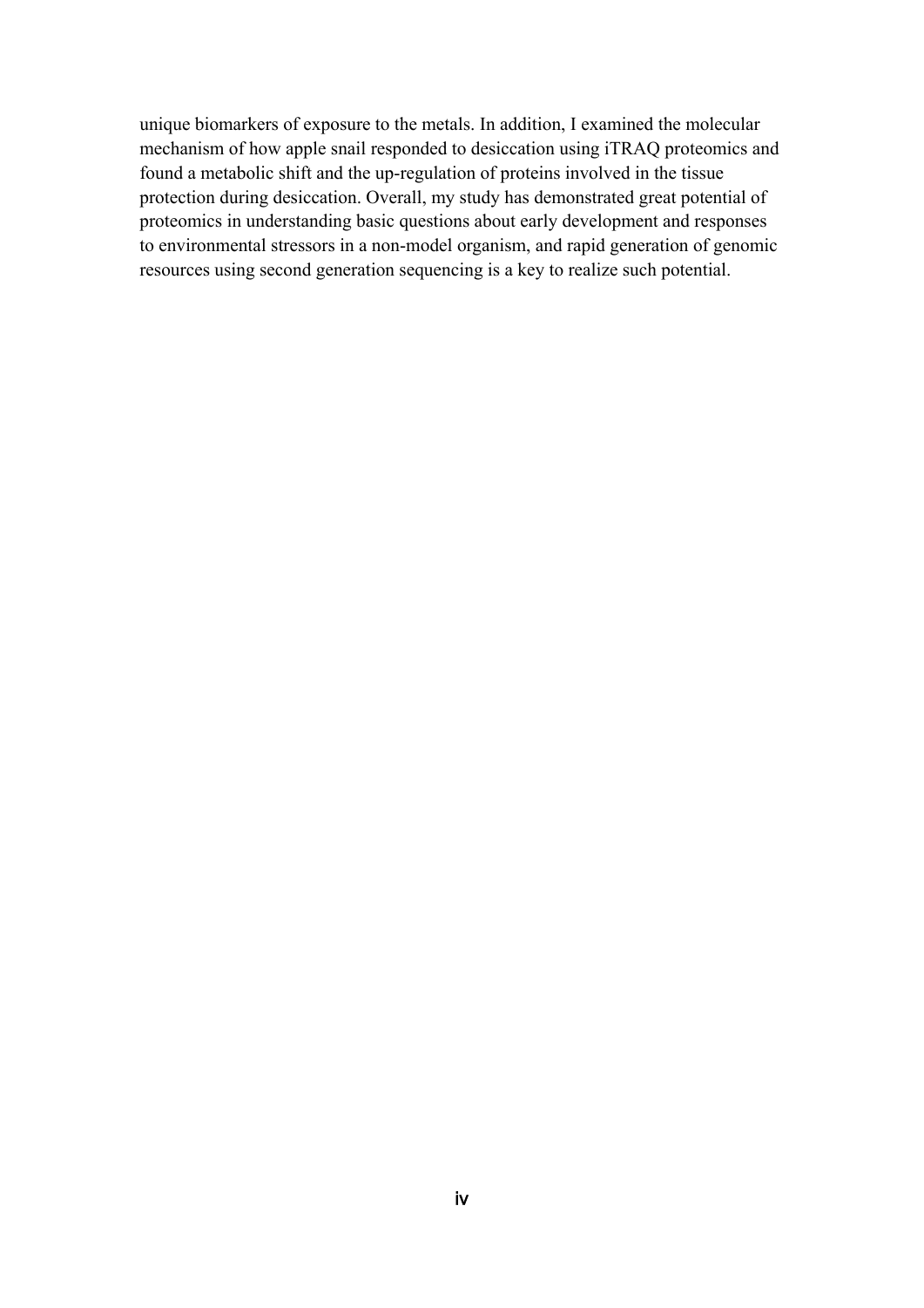unique biomarkers of exposure to the metals. In addition, I examined the molecular mechanism of how apple snail responded to desiccation using iTRAQ proteomics and found a metabolic shift and the up-regulation of proteins involved in the tissue protection during desiccation. Overall, my study has demonstrated great potential of proteomics in understanding basic questions about early development and responses to environmental stressors in a non-model organism, and rapid generation of genomic resources using second generation sequencing is a key to realize such potential.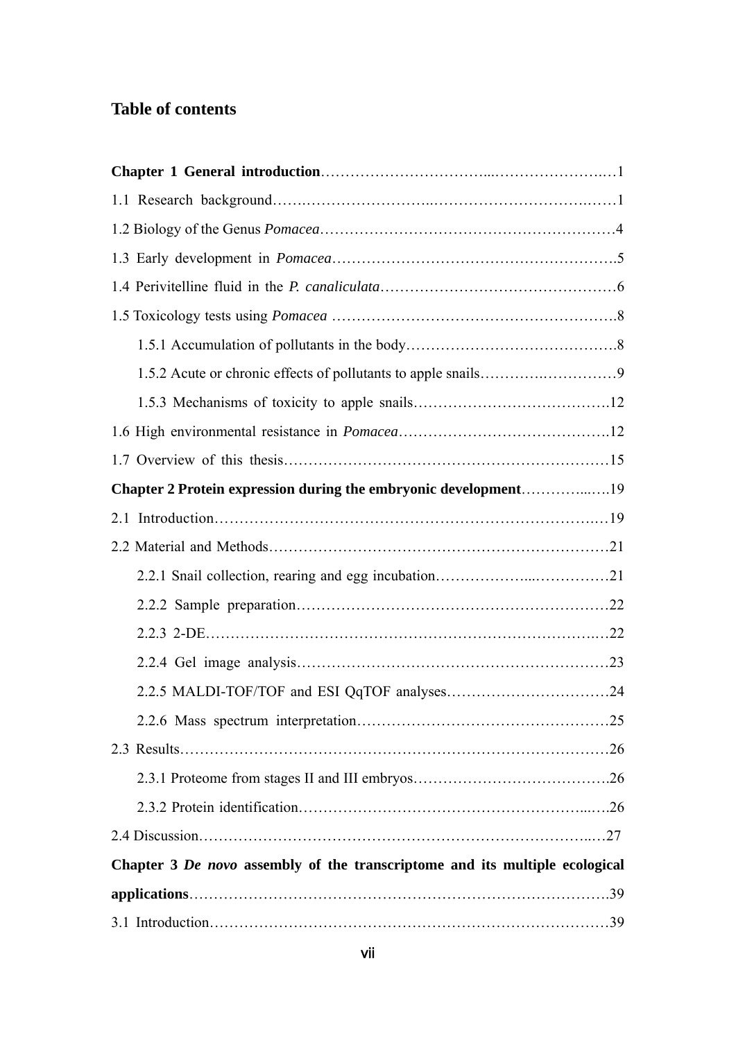## Table of contents

**Chapter 1 General introduction** ... 1

1.1 Research background ... 1

1.2 Biology of the Genus *Pomacea* ... 4

1.3 Early development in *Pomacea* ... 5

1.4 Perivitelline fluid in the *P. canaliculata* ... 6

1.5 Toxicology tests using *Pomacea* ... 8

- 1.5.1 Accumulation of pollutants in the body ... 8
- 1.5.2 Acute or chronic effects of pollutants to apple snails ... 9
- 1.5.3 Mechanisms of toxicity to apple snails ... 12

1.6 High environmental resistance in *Pomacea* ... 12

1.7 Overview of this thesis ... 15

**Chapter 2 Protein expression during the embryonic development** ... 19

2.1 Introduction ... 19

2.2 Material and Methods ... 21

- 2.2.1 Snail collection, rearing and egg incubation ... 21
- 2.2.2 Sample preparation ... 22
- 2.2.3 2-DE ... 22
- 2.2.4 Gel image analysis ... 23
- 2.2.5 MALDI-TOF/TOF and ESI QqTOF analyses ... 24
- 2.2.6 Mass spectrum interpretation ... 25

2.3 Results ... 26

- 2.3.1 Proteome from stages II and III embryos ... 26
- 2.3.2 Protein identification ... 26

2.4 Discussion ... 27

**Chapter 3 *De novo* assembly of the transcriptome and its multiple ecological applications** ... 39

3.1 Introduction ... 39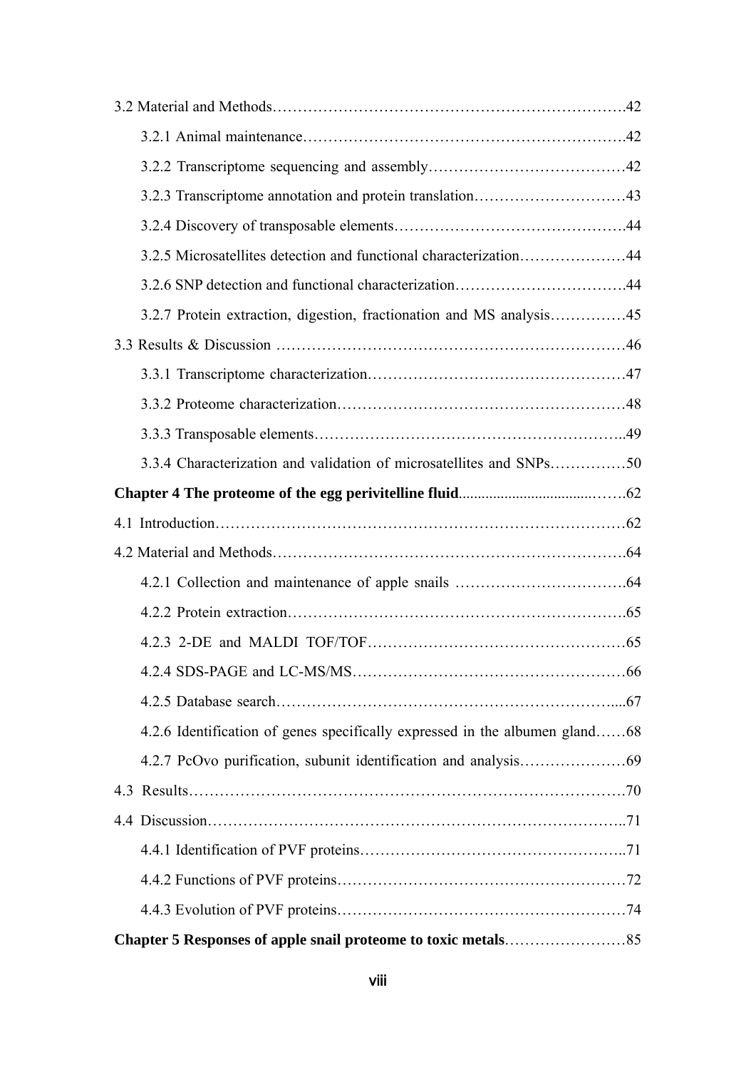3.2 Material and Methods…………………………………………………………….42

3.2.1 Animal maintenance……………………………………………………….42

3.2.2 Transcriptome sequencing and assembly…………………………………42

3.2.3 Transcriptome annotation and protein translation…………………………43

3.2.4 Discovery of transposable elements……………………………………….44

3.2.5 Microsatellites detection and functional characterization…………………44

3.2.6 SNP detection and functional characterization…………………………….44

3.2.7 Protein extraction, digestion, fractionation and MS analysis……………45

3.3 Results & Discussion …………………………………………………………46

3.3.1 Transcriptome characterization……………………………………………47

3.3.2 Proteome characterization…………………………………………………48

3.3.3 Transposable elements……………………………………………………..49

3.3.4 Characterization and validation of microsatellites and SNPs……………50

**Chapter 4 The proteome of the egg perivitelline fluid**……………………………62

4.1 Introduction……………………………………………………………………62

4.2 Material and Methods…………………………………………………………….64

4.2.1 Collection and maintenance of apple snails …………………………….64

4.2.2 Protein extraction………………………………………………………….65

4.2.3 2-DE and MALDI TOF/TOF……………………………………………65

4.2.4 SDS-PAGE and LC-MS/MS………………………………………………66

4.2.5 Database search…………………………………………………………....67

4.2.6 Identification of genes specifically expressed in the albumen gland……68

4.2.7 PcOvo purification, subunit identification and analysis…………………69

4.3 Results……………………………………………………………………………70

4.4 Discussion………………………………………………………………………..71

4.4.1 Identification of PVF proteins……………………………………………..71

4.4.2 Functions of PVF proteins…………………………………………………72

4.4.3 Evolution of PVF proteins…………………………………………………74

**Chapter 5 Responses of apple snail proteome to toxic metals**……………………85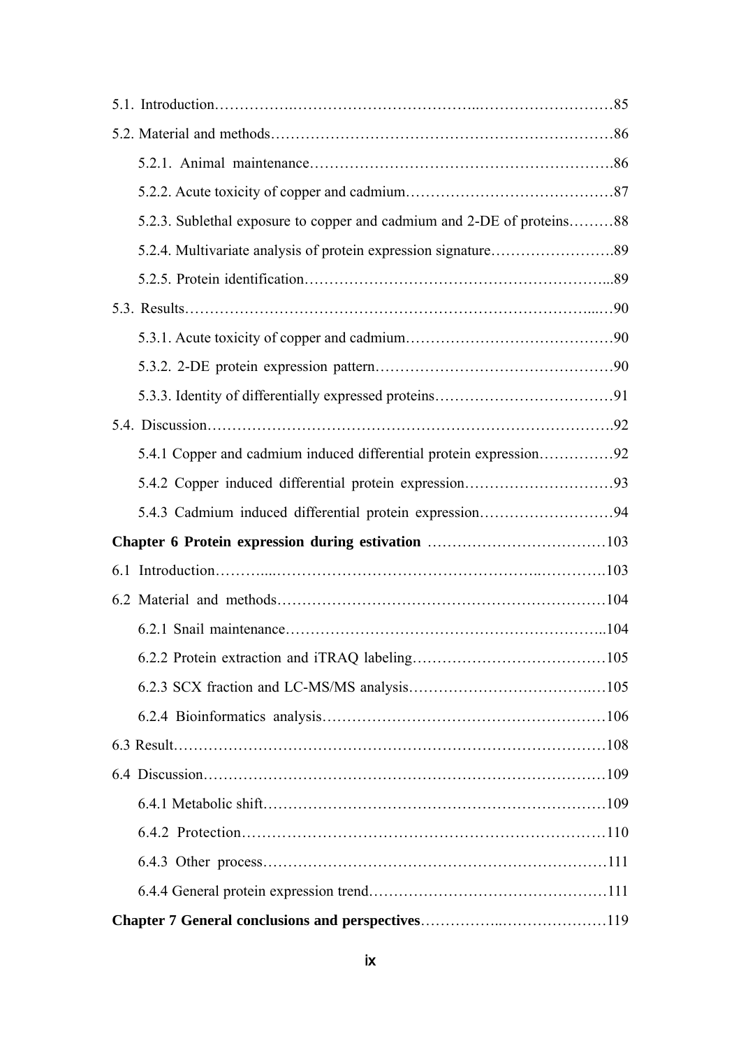5.1. Introduction……………………………………………………………………85

5.2. Material and methods…………………………………………………………86

5.2.1. Animal maintenance……………………………………………………86

5.2.2. Acute toxicity of copper and cadmium…………………………………87

5.2.3. Sublethal exposure to copper and cadmium and 2-DE of proteins………88

5.2.4. Multivariate analysis of protein expression signature……………………89

5.2.5. Protein identification……………………………………………………89

5.3. Results………………………………………………………………………90

5.3.1. Acute toxicity of copper and cadmium…………………………………90

5.3.2. 2-DE protein expression pattern…………………………………………90

5.3.3. Identity of differentially expressed proteins……………………………91

5.4. Discussion……………………………………………………………………92

5.4.1 Copper and cadmium induced differential protein expression……………92

5.4.2 Copper induced differential protein expression…………………………93

5.4.3 Cadmium induced differential protein expression………………………94

**Chapter 6 Protein expression during estivation** ………………………………103

6.1 Introduction…………………………………………………………………103

6.2 Material and methods…………………………………………………………104

6.2.1 Snail maintenance………………………………………………………104

6.2.2 Protein extraction and iTRAQ labeling…………………………………105

6.2.3 SCX fraction and LC-MS/MS analysis…………………………………105

6.2.4 Bioinformatics analysis…………………………………………………106

6.3 Result…………………………………………………………………………108

6.4 Discussion……………………………………………………………………109

6.4.1 Metabolic shift……………………………………………………………109

6.4.2 Protection…………………………………………………………………110

6.4.3 Other process……………………………………………………………111

6.4.4 General protein expression trend…………………………………………111

**Chapter 7 General conclusions and perspectives**……………………………119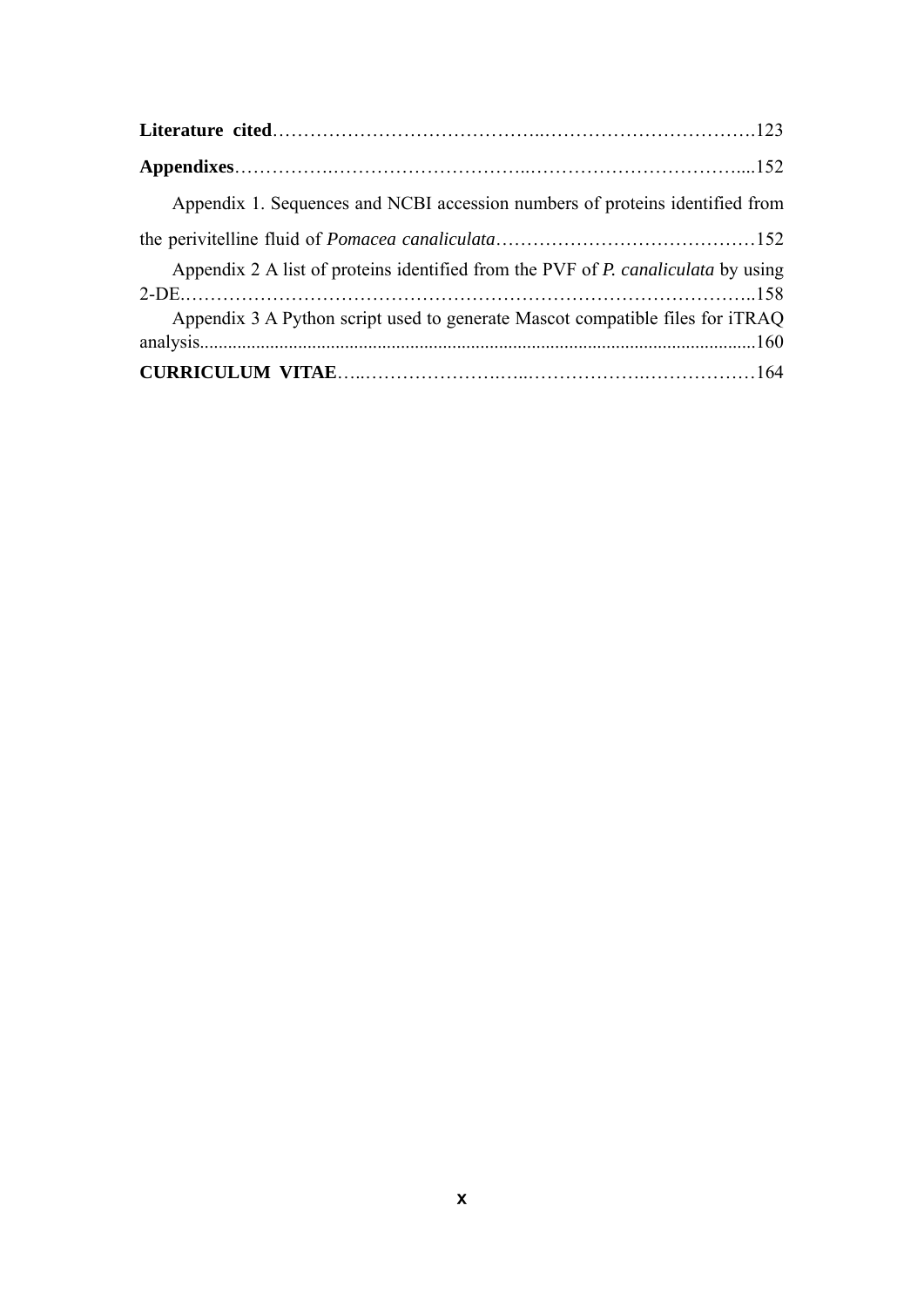**Literature cited**……………………………………..…………………………….123

**Appendixes**…………….………………………...……………………………....152

Appendix 1. Sequences and NCBI accession numbers of proteins identified from the perivitelline fluid of *Pomacea canaliculata*……………………………………152

Appendix 2 A list of proteins identified from the PVF of *P. canaliculata* by using 2-DE.……………………………………………………………………………..158

Appendix 3 A Python script used to generate Mascot compatible files for iTRAQ analysis......................................................................................................................160

**CURRICULUM VITAE**…..………………….…...……………….………………164